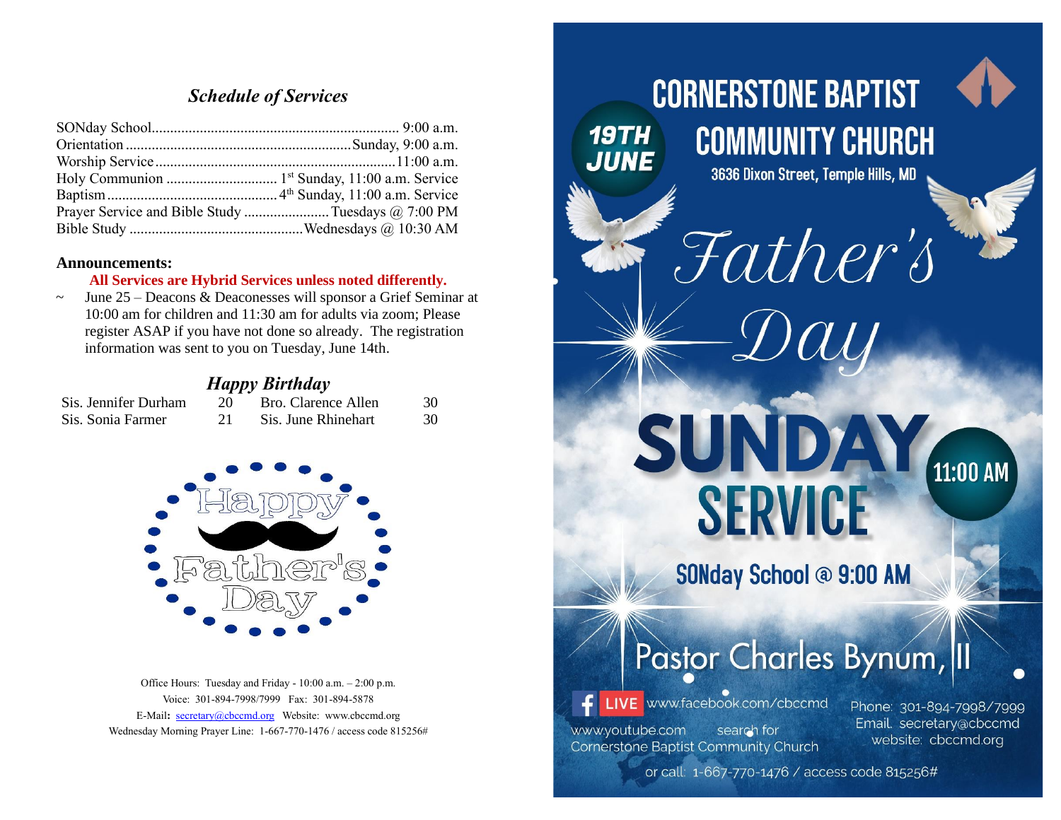## *Schedule of Services*

| | |
|---|---|
| SONday School | 9:00 a.m. |
| Orientation | Sunday, 9:00 a.m. |
| Worship Service | 11:00 a.m. |
| Holy Communion | 1st Sunday, 11:00 a.m. Service |
| Baptism | 4th Sunday, 11:00 a.m. Service |
| Prayer Service and Bible Study | Tuesdays @ 7:00 PM |
| Bible Study | Wednesdays @ 10:30 AM |

**Announcements:**

**All Services are Hybrid Services unless noted differently.**

~ June 25 – Deacons & Deaconesses will sponsor a Grief Seminar at 10:00 am for children and 11:30 am for adults via zoom; Please register ASAP if you have not done so already. The registration information was sent to you on Tuesday, June 14th.

## *Happy Birthday*

| | | | |
|---|---|---|---|
| Sis. Jennifer Durham | 20 | Bro. Clarence Allen | 30 |
| Sis. Sonia Farmer | 21 | Sis. June Rhinehart | 30 |

Happy Father's Day

Office Hours: Tuesday and Friday - 10:00 a.m. – 2:00 p.m.
Voice: 301-894-7998/7999 Fax: 301-894-5878
E-Mail: secretary@cbccmd.org Website: www.cbccmd.org
Wednesday Morning Prayer Line: 1-667-770-1476 / access code 815256#

# CORNERSTONE BAPTIST COMMUNITY CHURCH

3636 Dixon Street, Temple Hills, MD

19TH JUNE

*Father's Day*

# SUNDAY SERVICE

11:00 AM

SONday School @ 9:00 AM

Pastor Charles Bynum, II

LIVE www.facebook.com/cbccmd

www.youtube.com search for Cornerstone Baptist Community Church

Phone: 301-894-7998/7999
Email: secretary@cbccmd
website: cbccmd.org

or call: 1-667-770-1476 / access code 815256#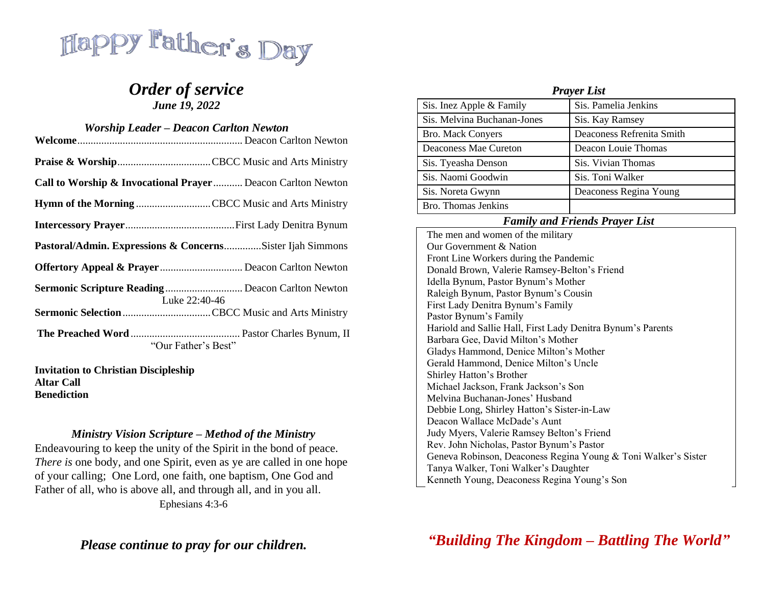# Happy Father's Day

## *Order of service*

***June 19, 2022***

***Worship Leader – Deacon Carlton Newton***

**Welcome**............................................................. Deacon Carlton Newton

**Praise & Worship**...................................CBCC Music and Arts Ministry

**Call to Worship & Invocational Prayer**........... Deacon Carlton Newton

**Hymn of the Morning**............................CBCC Music and Arts Ministry

**Intercessory Prayer**.........................................First Lady Denitra Bynum

**Pastoral/Admin. Expressions & Concerns**.............Sister Ijah Simmons

**Offertory Appeal & Prayer**............................... Deacon Carlton Newton

**Sermonic Scripture Reading**............................ Deacon Carlton Newton
Luke 22:40-46

**Sermonic Selection**.................................CBCC Music and Arts Ministry

**The Preached Word**......................................... Pastor Charles Bynum, II
"Our Father's Best"

**Invitation to Christian Discipleship**
**Altar Call**
**Benediction**

***Ministry Vision Scripture – Method of the Ministry***

Endeavouring to keep the unity of the Spirit in the bond of peace. *There is* one body, and one Spirit, even as ye are called in one hope of your calling; One Lord, one faith, one baptism, One God and Father of all, who is above all, and through all, and in you all.
Ephesians 4:3-6

***Please continue to pray for our children.***

***Prayer List***

| | |
|---|---|
| Sis. Inez Apple & Family | Sis. Pamelia Jenkins |
| Sis. Melvina Buchanan-Jones | Sis. Kay Ramsey |
| Bro. Mack Conyers | Deaconess Refrenita Smith |
| Deaconess Mae Cureton | Deacon Louie Thomas |
| Sis. Tyeasha Denson | Sis. Vivian Thomas |
| Sis. Naomi Goodwin | Sis. Toni Walker |
| Sis. Noreta Gwynn | Deaconess Regina Young |
| Bro. Thomas Jenkins | |

***Family and Friends Prayer List***

The men and women of the military
Our Government & Nation
Front Line Workers during the Pandemic
Donald Brown, Valerie Ramsey-Belton's Friend
Idella Bynum, Pastor Bynum's Mother
Raleigh Bynum, Pastor Bynum's Cousin
First Lady Denitra Bynum's Family
Pastor Bynum's Family
Hariold and Sallie Hall, First Lady Denitra Bynum's Parents
Barbara Gee, David Milton's Mother
Gladys Hammond, Denice Milton's Mother
Gerald Hammond, Denice Milton's Uncle
Shirley Hatton's Brother
Michael Jackson, Frank Jackson's Son
Melvina Buchanan-Jones' Husband
Debbie Long, Shirley Hatton's Sister-in-Law
Deacon Wallace McDade's Aunt
Judy Myers, Valerie Ramsey Belton's Friend
Rev. John Nicholas, Pastor Bynum's Pastor
Geneva Robinson, Deaconess Regina Young & Toni Walker's Sister
Tanya Walker, Toni Walker's Daughter
Kenneth Young, Deaconess Regina Young's Son

***"Building The Kingdom – Battling The World"***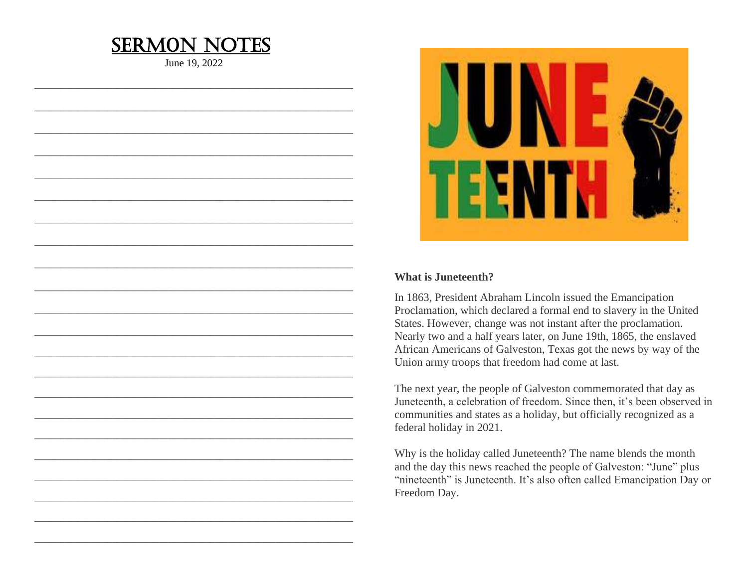# SERMON NOTES

June 19, 2022

________________________________________________________

________________________________________________________

________________________________________________________

________________________________________________________

________________________________________________________

________________________________________________________

________________________________________________________

________________________________________________________

________________________________________________________

________________________________________________________

________________________________________________________

________________________________________________________

________________________________________________________

________________________________________________________

________________________________________________________

________________________________________________________

________________________________________________________

________________________________________________________

________________________________________________________

________________________________________________________

________________________________________________________

________________________________________________________

JUNE TEENTH

**What is Juneteenth?**

In 1863, President Abraham Lincoln issued the Emancipation Proclamation, which declared a formal end to slavery in the United States. However, change was not instant after the proclamation. Nearly two and a half years later, on June 19th, 1865, the enslaved African Americans of Galveston, Texas got the news by way of the Union army troops that freedom had come at last.

The next year, the people of Galveston commemorated that day as Juneteenth, a celebration of freedom. Since then, it's been observed in communities and states as a holiday, but officially recognized as a federal holiday in 2021.

Why is the holiday called Juneteenth? The name blends the month and the day this news reached the people of Galveston: "June" plus "nineteenth" is Juneteenth. It's also often called Emancipation Day or Freedom Day.